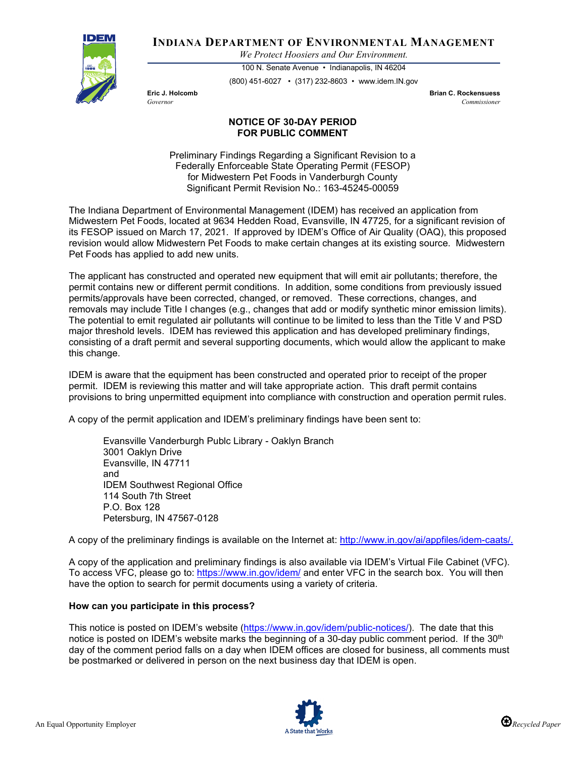**INDIANA DEPARTMENT OF ENVIRONMENTAL MANAGEMENT**

*We Protect Hoosiers and Our Environment.*

100 N. Senate Avenue • Indianapolis, IN 46204

(800) 451-6027 • (317) 232-8603 • www.idem.IN.gov

**Eric J. Holcomb**
*Governor*

**Brian C. Rockensuess**
*Commissioner*

**NOTICE OF 30-DAY PERIOD FOR PUBLIC COMMENT**

Preliminary Findings Regarding a Significant Revision to a Federally Enforceable State Operating Permit (FESOP) for Midwestern Pet Foods in Vanderburgh County
Significant Permit Revision No.: 163-45245-00059

The Indiana Department of Environmental Management (IDEM) has received an application from Midwestern Pet Foods, located at 9634 Hedden Road, Evansville, IN 47725, for a significant revision of its FESOP issued on March 17, 2021. If approved by IDEM's Office of Air Quality (OAQ), this proposed revision would allow Midwestern Pet Foods to make certain changes at its existing source. Midwestern Pet Foods has applied to add new units.

The applicant has constructed and operated new equipment that will emit air pollutants; therefore, the permit contains new or different permit conditions. In addition, some conditions from previously issued permits/approvals have been corrected, changed, or removed. These corrections, changes, and removals may include Title I changes (e.g., changes that add or modify synthetic minor emission limits). The potential to emit regulated air pollutants will continue to be limited to less than the Title V and PSD major threshold levels. IDEM has reviewed this application and has developed preliminary findings, consisting of a draft permit and several supporting documents, which would allow the applicant to make this change.

IDEM is aware that the equipment has been constructed and operated prior to receipt of the proper permit. IDEM is reviewing this matter and will take appropriate action. This draft permit contains provisions to bring unpermitted equipment into compliance with construction and operation permit rules.

A copy of the permit application and IDEM's preliminary findings have been sent to:

> Evansville Vanderburgh Publc Library - Oaklyn Branch
> 3001 Oaklyn Drive
> Evansville, IN 47711
> and
> IDEM Southwest Regional Office
> 114 South 7th Street
> P.O. Box 128
> Petersburg, IN 47567-0128

A copy of the preliminary findings is available on the Internet at: http://www.in.gov/ai/appfiles/idem-caats/.

A copy of the application and preliminary findings is also available via IDEM's Virtual File Cabinet (VFC). To access VFC, please go to: https://www.in.gov/idem/ and enter VFC in the search box. You will then have the option to search for permit documents using a variety of criteria.

**How can you participate in this process?**

This notice is posted on IDEM's website (https://www.in.gov/idem/public-notices/). The date that this notice is posted on IDEM's website marks the beginning of a 30-day public comment period. If the 30th day of the comment period falls on a day when IDEM offices are closed for business, all comments must be postmarked or delivered in person on the next business day that IDEM is open.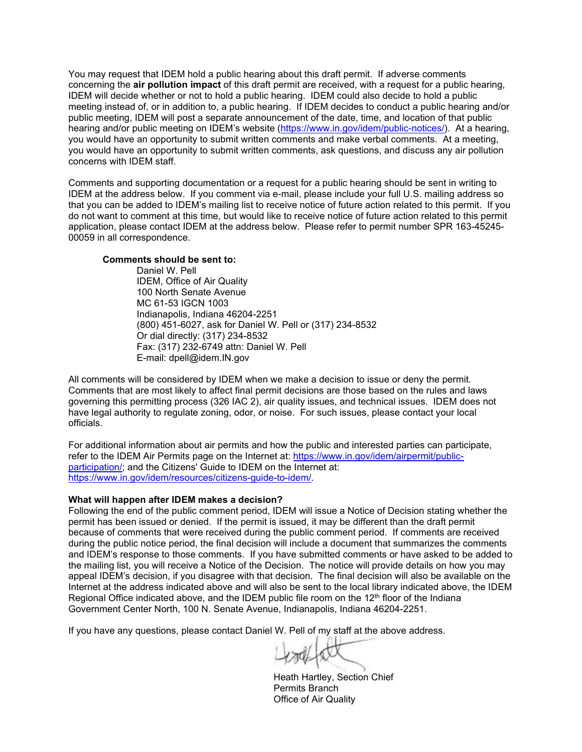You may request that IDEM hold a public hearing about this draft permit. If adverse comments concerning the **air pollution impact** of this draft permit are received, with a request for a public hearing, IDEM will decide whether or not to hold a public hearing. IDEM could also decide to hold a public meeting instead of, or in addition to, a public hearing. If IDEM decides to conduct a public hearing and/or public meeting, IDEM will post a separate announcement of the date, time, and location of that public hearing and/or public meeting on IDEM's website (https://www.in.gov/idem/public-notices/). At a hearing, you would have an opportunity to submit written comments and make verbal comments. At a meeting, you would have an opportunity to submit written comments, ask questions, and discuss any air pollution concerns with IDEM staff.

Comments and supporting documentation or a request for a public hearing should be sent in writing to IDEM at the address below. If you comment via e-mail, please include your full U.S. mailing address so that you can be added to IDEM's mailing list to receive notice of future action related to this permit. If you do not want to comment at this time, but would like to receive notice of future action related to this permit application, please contact IDEM at the address below. Please refer to permit number SPR 163-45245-00059 in all correspondence.

**Comments should be sent to:**

Daniel W. Pell
IDEM, Office of Air Quality
100 North Senate Avenue
MC 61-53 IGCN 1003
Indianapolis, Indiana 46204-2251
(800) 451-6027, ask for Daniel W. Pell or (317) 234-8532
Or dial directly: (317) 234-8532
Fax: (317) 232-6749 attn: Daniel W. Pell
E-mail: dpell@idem.IN.gov

All comments will be considered by IDEM when we make a decision to issue or deny the permit. Comments that are most likely to affect final permit decisions are those based on the rules and laws governing this permitting process (326 IAC 2), air quality issues, and technical issues. IDEM does not have legal authority to regulate zoning, odor, or noise. For such issues, please contact your local officials.

For additional information about air permits and how the public and interested parties can participate, refer to the IDEM Air Permits page on the Internet at: https://www.in.gov/idem/airpermit/public-participation/; and the Citizens' Guide to IDEM on the Internet at: https://www.in.gov/idem/resources/citizens-guide-to-idem/.

**What will happen after IDEM makes a decision?**

Following the end of the public comment period, IDEM will issue a Notice of Decision stating whether the permit has been issued or denied. If the permit is issued, it may be different than the draft permit because of comments that were received during the public comment period. If comments are received during the public notice period, the final decision will include a document that summarizes the comments and IDEM's response to those comments. If you have submitted comments or have asked to be added to the mailing list, you will receive a Notice of the Decision. The notice will provide details on how you may appeal IDEM's decision, if you disagree with that decision. The final decision will also be available on the Internet at the address indicated above and will also be sent to the local library indicated above, the IDEM Regional Office indicated above, and the IDEM public file room on the 12th floor of the Indiana Government Center North, 100 N. Senate Avenue, Indianapolis, Indiana 46204-2251.

If you have any questions, please contact Daniel W. Pell of my staff at the above address.

Heath Hartley, Section Chief
Permits Branch
Office of Air Quality